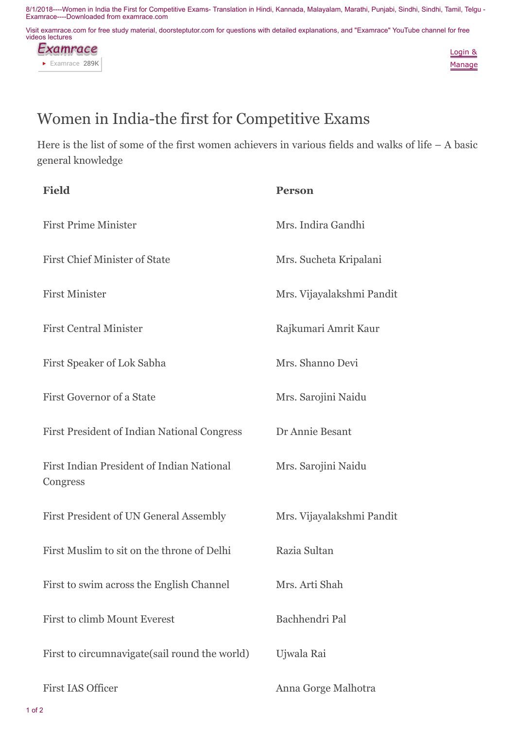# Women in India-the first for Competitive Exams

Here is the list of some of the first women achievers in various fields and walks of life – A basic general knowledge

| Field | Person |
|---|---|
| First Prime Minister | Mrs. Indira Gandhi |
| First Chief Minister of State | Mrs. Sucheta Kripalani |
| First Minister | Mrs. Vijayalakshmi Pandit |
| First Central Minister | Rajkumari Amrit Kaur |
| First Speaker of Lok Sabha | Mrs. Shanno Devi |
| First Governor of a State | Mrs. Sarojini Naidu |
| First President of Indian National Congress | Dr Annie Besant |
| First Indian President of Indian National Congress | Mrs. Sarojini Naidu |
| First President of UN General Assembly | Mrs. Vijayalakshmi Pandit |
| First Muslim to sit on the throne of Delhi | Razia Sultan |
| First to swim across the English Channel | Mrs. Arti Shah |
| First to climb Mount Everest | Bachhendri Pal |
| First to circumnavigate(sail round the world) | Ujwala Rai |
| First IAS Officer | Anna Gorge Malhotra |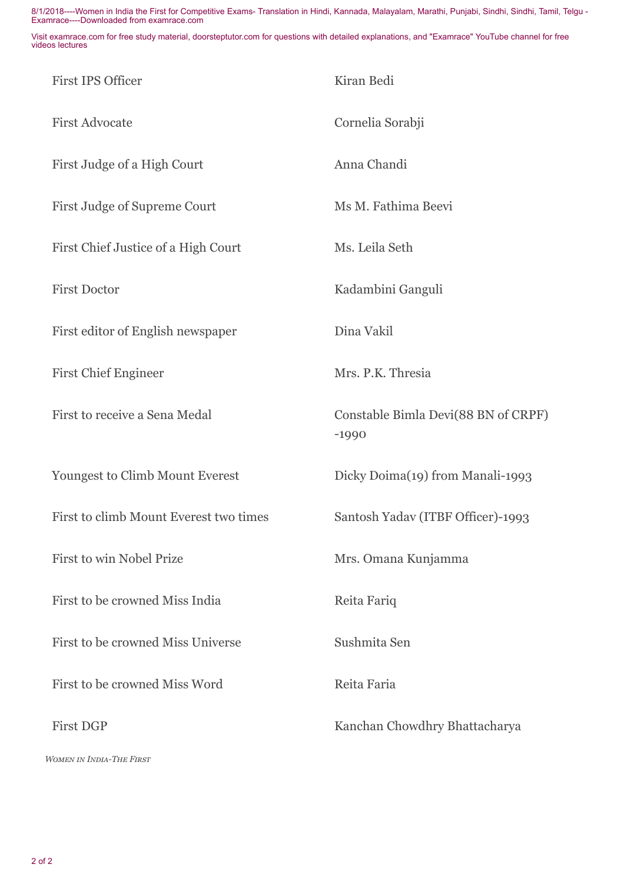| | |
|---|---|
| First IPS Officer | Kiran Bedi |
| First Advocate | Cornelia Sorabji |
| First Judge of a High Court | Anna Chandi |
| First Judge of Supreme Court | Ms M. Fathima Beevi |
| First Chief Justice of a High Court | Ms. Leila Seth |
| First Doctor | Kadambini Ganguli |
| First editor of English newspaper | Dina Vakil |
| First Chief Engineer | Mrs. P.K. Thresia |
| First to receive a Sena Medal | Constable Bimla Devi(88 BN of CRPF) -1990 |
| Youngest to Climb Mount Everest | Dicky Doima(19) from Manali-1993 |
| First to climb Mount Everest two times | Santosh Yadav (ITBF Officer)-1993 |
| First to win Nobel Prize | Mrs. Omana Kunjamma |
| First to be crowned Miss India | Reita Fariq |
| First to be crowned Miss Universe | Sushmita Sen |
| First to be crowned Miss Word | Reita Faria |
| First DGP | Kanchan Chowdhry Bhattacharya |

*Women in India-The First*